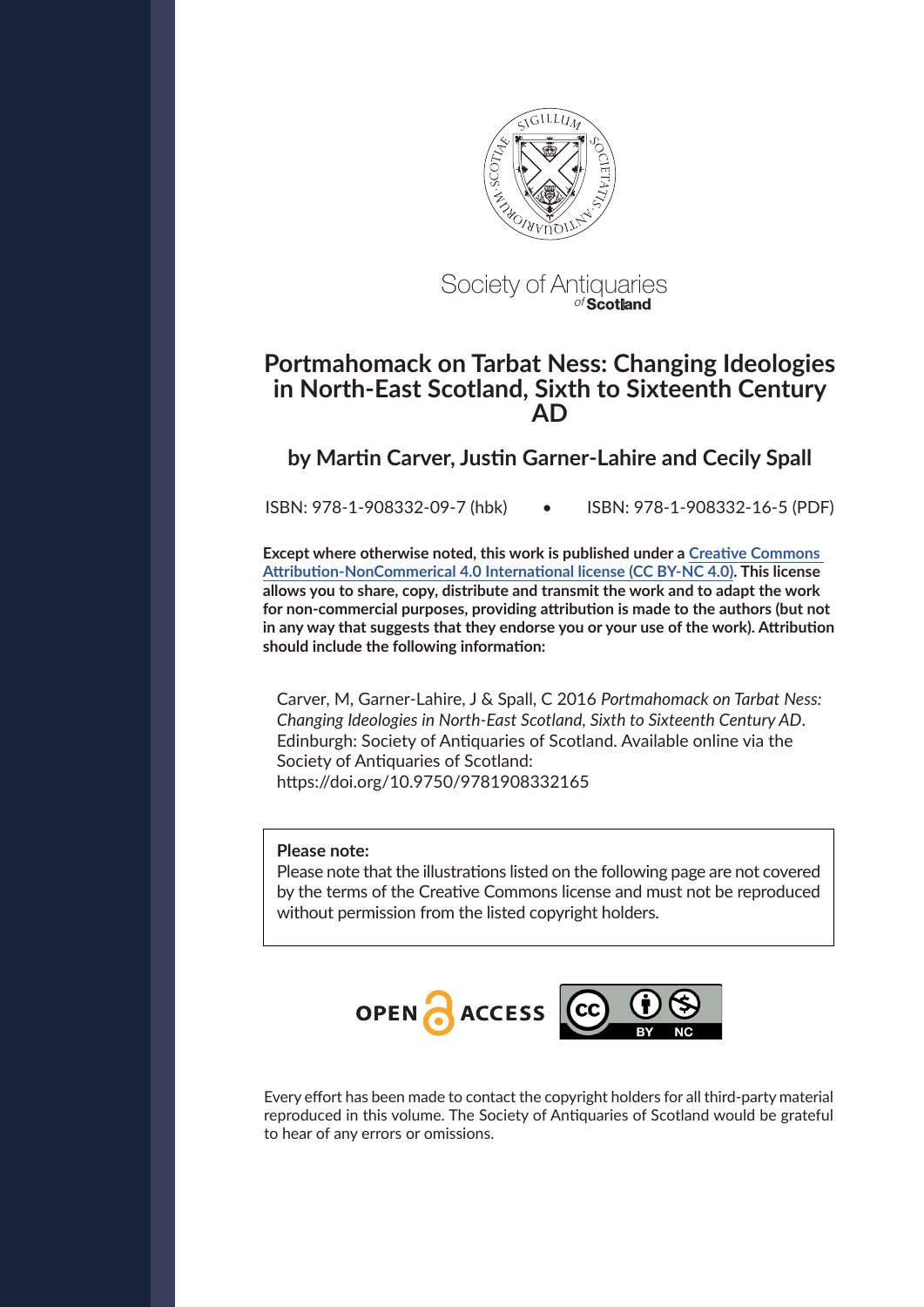Society of Antiquaries of Scotland

# Portmahomack on Tarbat Ness: Changing Ideologies in North-East Scotland, Sixth to Sixteenth Century AD

## by Martin Carver, Justin Garner-Lahire and Cecily Spall

ISBN: 978-1-908332-09-7 (hbk) • ISBN: 978-1-908332-16-5 (PDF)

**Except where otherwise noted, this work is published under a [Creative Commons Attribution-NonCommerical 4.0 International license (CC BY-NC 4.0)](https://creativecommons.org/licenses/by-nc/4.0/). This license allows you to share, copy, distribute and transmit the work and to adapt the work for non-commercial purposes, providing attribution is made to the authors (but not in any way that suggests that they endorse you or your use of the work). Attribution should include the following information:**

Carver, M, Garner-Lahire, J & Spall, C 2016 *Portmahomack on Tarbat Ness: Changing Ideologies in North-East Scotland, Sixth to Sixteenth Century AD*. Edinburgh: Society of Antiquaries of Scotland. Available online via the Society of Antiquaries of Scotland: https://doi.org/10.9750/9781908332165

**Please note:**
Please note that the illustrations listed on the following page are not covered by the terms of the Creative Commons license and must not be reproduced without permission from the listed copyright holders.

OPEN ACCESS

Every effort has been made to contact the copyright holders for all third-party material reproduced in this volume. The Society of Antiquaries of Scotland would be grateful to hear of any errors or omissions.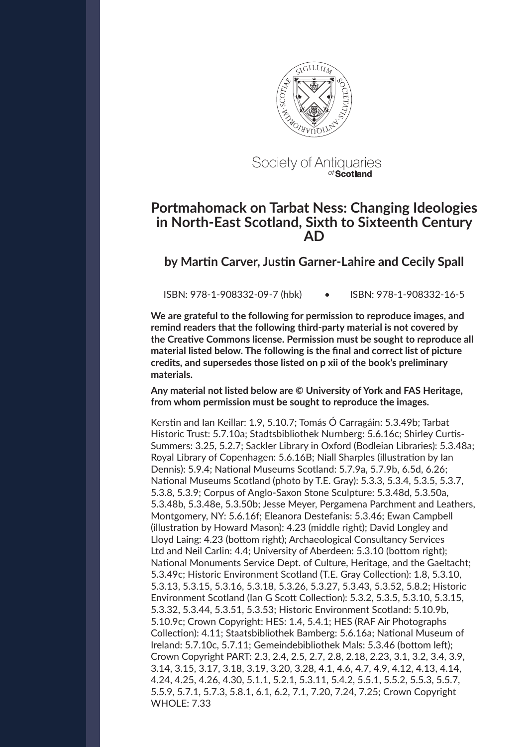Society of Antiquaries *of* Scotland

# Portmahomack on Tarbat Ness: Changing Ideologies in North-East Scotland, Sixth to Sixteenth Century AD

## by Martin Carver, Justin Garner-Lahire and Cecily Spall

ISBN: 978-1-908332-09-7 (hbk) • ISBN: 978-1-908332-16-5

**We are grateful to the following for permission to reproduce images, and remind readers that the following third-party material is not covered by the Creative Commons license. Permission must be sought to reproduce all material listed below. The following is the final and correct list of picture credits, and supersedes those listed on p xii of the book's preliminary materials.**

**Any material not listed below are © University of York and FAS Heritage, from whom permission must be sought to reproduce the images.**

Kerstin and Ian Keillar: 1.9, 5.10.7; Tomás Ó Carragáin: 5.3.49b; Tarbat Historic Trust: 5.7.10a; Stadtsbibliothek Nurnberg: 5.6.16c; Shirley Curtis-Summers: 3.25, 5.2.7; Sackler Library in Oxford (Bodleian Libraries): 5.3.48a; Royal Library of Copenhagen: 5.6.16B; Niall Sharples (illustration by Ian Dennis): 5.9.4; National Museums Scotland: 5.7.9a, 5.7.9b, 6.5d, 6.26; National Museums Scotland (photo by T.E. Gray): 5.3.3, 5.3.4, 5.3.5, 5.3.7, 5.3.8, 5.3.9; Corpus of Anglo-Saxon Stone Sculpture: 5.3.48d, 5.3.50a, 5.3.48b, 5.3.48e, 5.3.50b; Jesse Meyer, Pergamena Parchment and Leathers, Montgomery, NY: 5.6.16f; Eleanora Destefanis: 5.3.46; Ewan Campbell (illustration by Howard Mason): 4.23 (middle right); David Longley and Lloyd Laing: 4.23 (bottom right); Archaeological Consultancy Services Ltd and Neil Carlin: 4.4; University of Aberdeen: 5.3.10 (bottom right); National Monuments Service Dept. of Culture, Heritage, and the Gaeltacht; 5.3.49c; Historic Environment Scotland (T.E. Gray Collection): 1.8, 5.3.10, 5.3.13, 5.3.15, 5.3.16, 5.3.18, 5.3.26, 5.3.27, 5.3.43, 5.3.52, 5.8.2; Historic Environment Scotland (Ian G Scott Collection): 5.3.2, 5.3.5, 5.3.10, 5.3.15, 5.3.32, 5.3.44, 5.3.51, 5.3.53; Historic Environment Scotland: 5.10.9b, 5.10.9c; Crown Copyright: HES: 1.4, 5.4.1; HES (RAF Air Photographs Collection): 4.11; Staatsbibliothek Bamberg: 5.6.16a; National Museum of Ireland: 5.7.10c, 5.7.11; Gemeindebibliothek Mals: 5.3.46 (bottom left); Crown Copyright PART: 2.3, 2.4, 2.5, 2.7, 2.8, 2.18, 2.23, 3.1, 3.2, 3.4, 3.9, 3.14, 3.15, 3.17, 3.18, 3.19, 3.20, 3.28, 4.1, 4.6, 4.7, 4.9, 4.12, 4.13, 4.14, 4.24, 4.25, 4.26, 4.30, 5.1.1, 5.2.1, 5.3.11, 5.4.2, 5.5.1, 5.5.2, 5.5.3, 5.5.7, 5.5.9, 5.7.1, 5.7.3, 5.8.1, 6.1, 6.2, 7.1, 7.20, 7.24, 7.25; Crown Copyright WHOLE: 7.33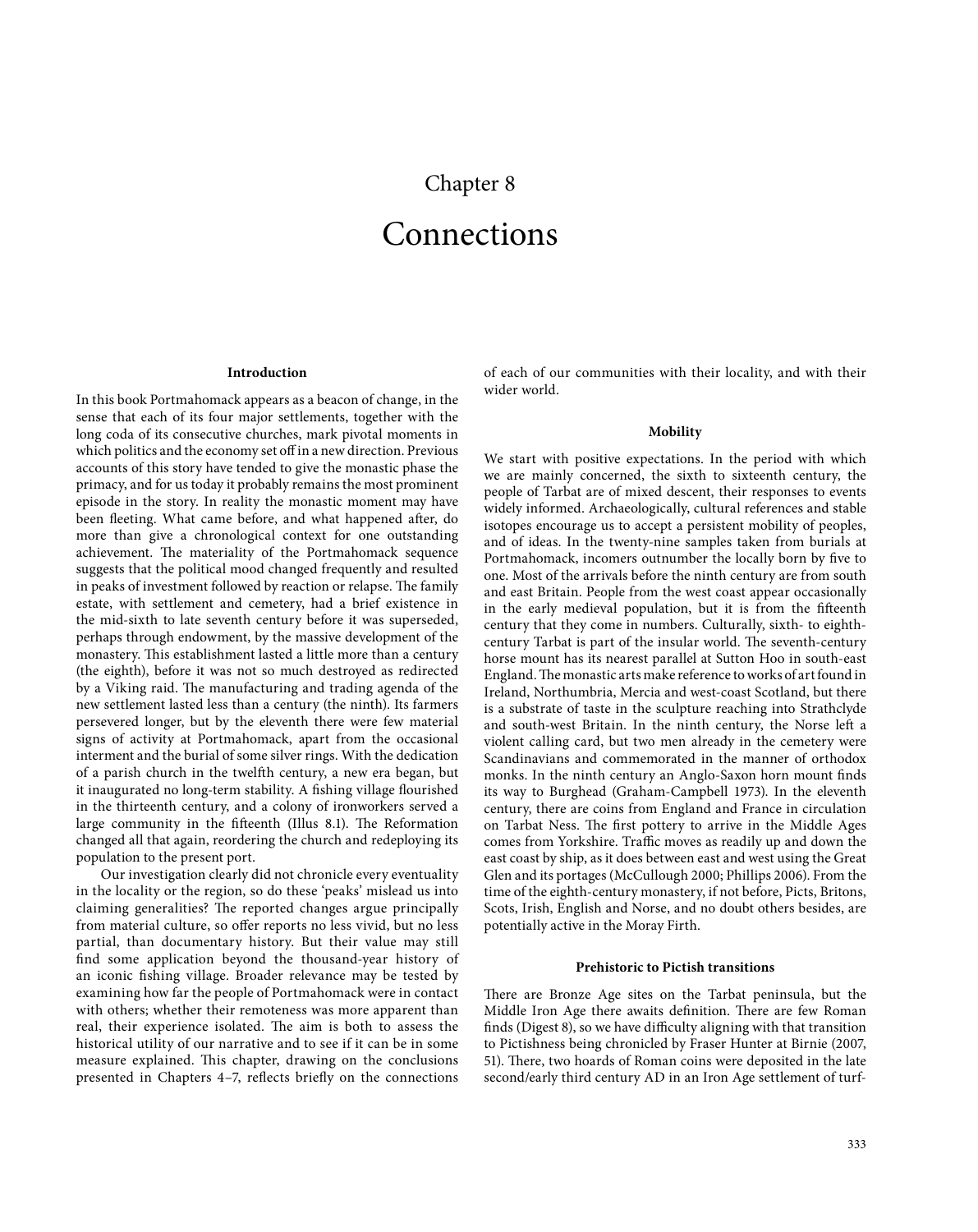# Chapter 8

# Connections

### Introduction

In this book Portmahomack appears as a beacon of change, in the sense that each of its four major settlements, together with the long coda of its consecutive churches, mark pivotal moments in which politics and the economy set off in a new direction. Previous accounts of this story have tended to give the monastic phase the primacy, and for us today it probably remains the most prominent episode in the story. In reality the monastic moment may have been fleeting. What came before, and what happened after, do more than give a chronological context for one outstanding achievement. The materiality of the Portmahomack sequence suggests that the political mood changed frequently and resulted in peaks of investment followed by reaction or relapse. The family estate, with settlement and cemetery, had a brief existence in the mid-sixth to late seventh century before it was superseded, perhaps through endowment, by the massive development of the monastery. This establishment lasted a little more than a century (the eighth), before it was not so much destroyed as redirected by a Viking raid. The manufacturing and trading agenda of the new settlement lasted less than a century (the ninth). Its farmers persevered longer, but by the eleventh there were few material signs of activity at Portmahomack, apart from the occasional interment and the burial of some silver rings. With the dedication of a parish church in the twelfth century, a new era began, but it inaugurated no long-term stability. A fishing village flourished in the thirteenth century, and a colony of ironworkers served a large community in the fifteenth (Illus 8.1). The Reformation changed all that again, reordering the church and redeploying its population to the present port.

Our investigation clearly did not chronicle every eventuality in the locality or the region, so do these 'peaks' mislead us into claiming generalities? The reported changes argue principally from material culture, so offer reports no less vivid, but no less partial, than documentary history. But their value may still find some application beyond the thousand-year history of an iconic fishing village. Broader relevance may be tested by examining how far the people of Portmahomack were in contact with others; whether their remoteness was more apparent than real, their experience isolated. The aim is both to assess the historical utility of our narrative and to see if it can be in some measure explained. This chapter, drawing on the conclusions presented in Chapters 4–7, reflects briefly on the connections of each of our communities with their locality, and with their wider world.

### Mobility

We start with positive expectations. In the period with which we are mainly concerned, the sixth to sixteenth century, the people of Tarbat are of mixed descent, their responses to events widely informed. Archaeologically, cultural references and stable isotopes encourage us to accept a persistent mobility of peoples, and of ideas. In the twenty-nine samples taken from burials at Portmahomack, incomers outnumber the locally born by five to one. Most of the arrivals before the ninth century are from south and east Britain. People from the west coast appear occasionally in the early medieval population, but it is from the fifteenth century that they come in numbers. Culturally, sixth- to eighth-century Tarbat is part of the insular world. The seventh-century horse mount has its nearest parallel at Sutton Hoo in south-east England. The monastic arts make reference to works of art found in Ireland, Northumbria, Mercia and west-coast Scotland, but there is a substrate of taste in the sculpture reaching into Strathclyde and south-west Britain. In the ninth century, the Norse left a violent calling card, but two men already in the cemetery were Scandinavians and commemorated in the manner of orthodox monks. In the ninth century an Anglo-Saxon horn mount finds its way to Burghead (Graham-Campbell 1973). In the eleventh century, there are coins from England and France in circulation on Tarbat Ness. The first pottery to arrive in the Middle Ages comes from Yorkshire. Traffic moves as readily up and down the east coast by ship, as it does between east and west using the Great Glen and its portages (McCullough 2000; Phillips 2006). From the time of the eighth-century monastery, if not before, Picts, Britons, Scots, Irish, English and Norse, and no doubt others besides, are potentially active in the Moray Firth.

### Prehistoric to Pictish transitions

There are Bronze Age sites on the Tarbat peninsula, but the Middle Iron Age there awaits definition. There are few Roman finds (Digest 8), so we have difficulty aligning with that transition to Pictishness being chronicled by Fraser Hunter at Birnie (2007, 51). There, two hoards of Roman coins were deposited in the late second/early third century AD in an Iron Age settlement of turf-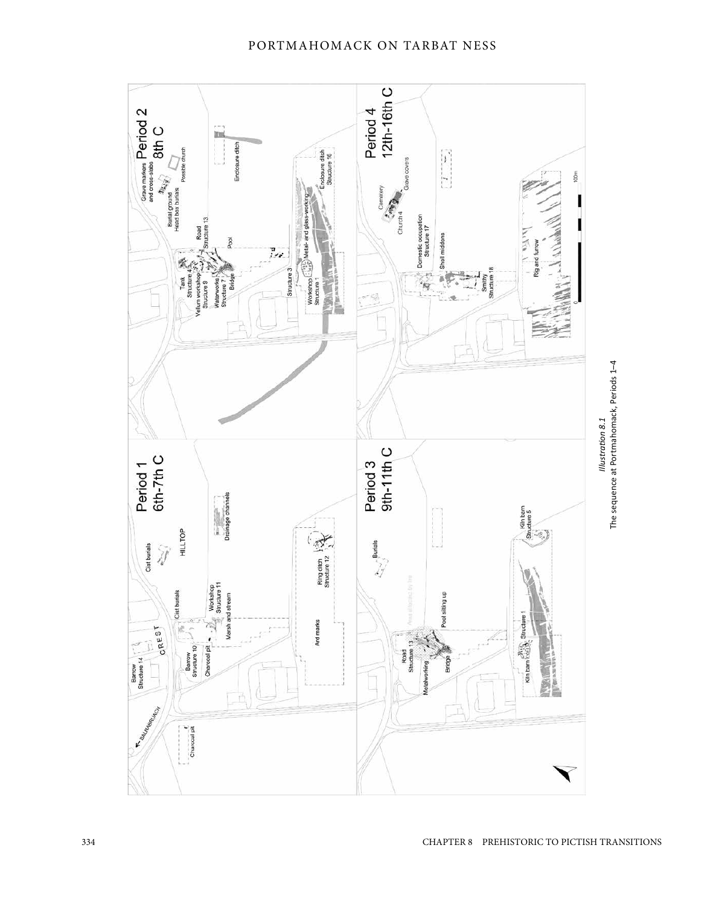*Illustration 8.1*
The sequence at Portmahomack, Periods 1–4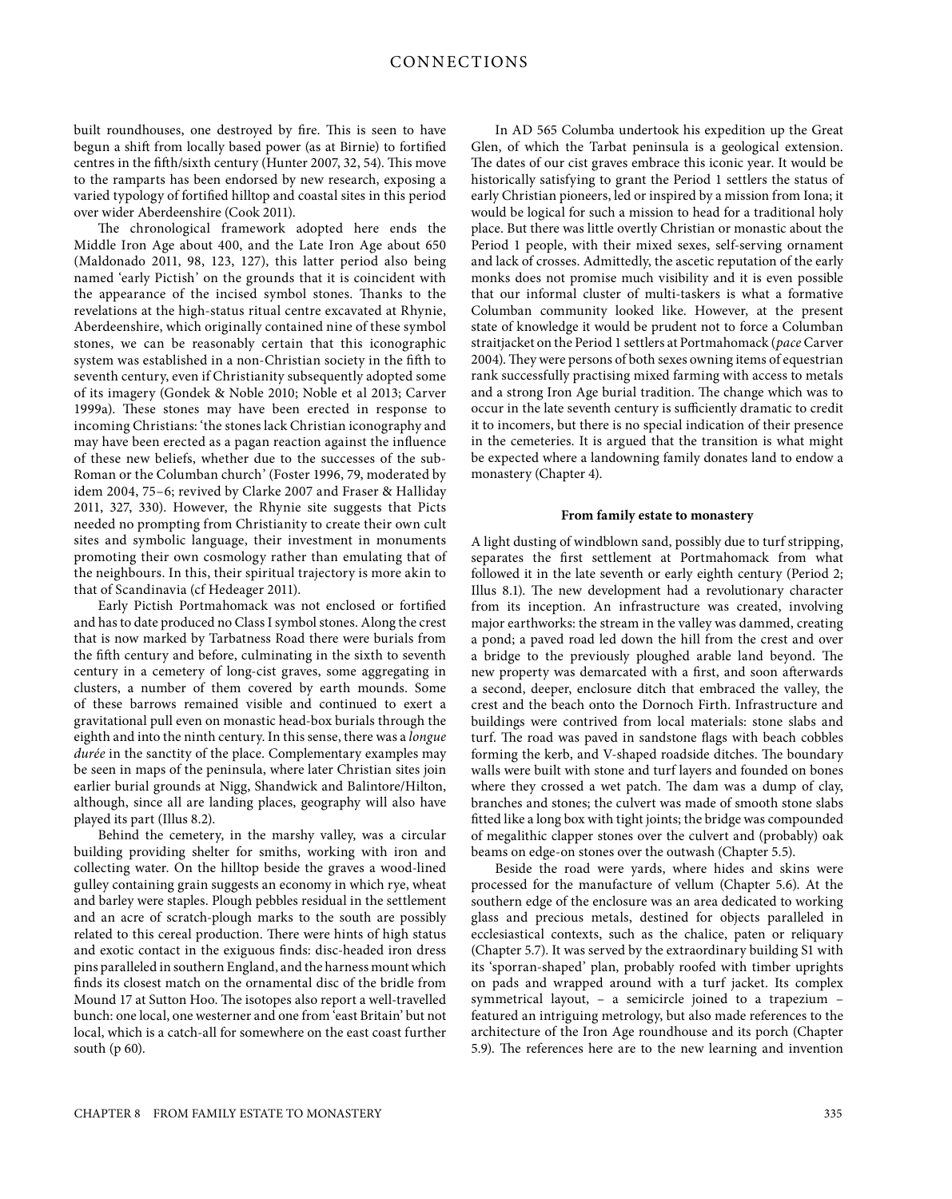built roundhouses, one destroyed by fire. This is seen to have begun a shift from locally based power (as at Birnie) to fortified centres in the fifth/sixth century (Hunter 2007, 32, 54). This move to the ramparts has been endorsed by new research, exposing a varied typology of fortified hilltop and coastal sites in this period over wider Aberdeenshire (Cook 2011).

The chronological framework adopted here ends the Middle Iron Age about 400, and the Late Iron Age about 650 (Maldonado 2011, 98, 123, 127), this latter period also being named 'early Pictish' on the grounds that it is coincident with the appearance of the incised symbol stones. Thanks to the revelations at the high-status ritual centre excavated at Rhynie, Aberdeenshire, which originally contained nine of these symbol stones, we can be reasonably certain that this iconographic system was established in a non-Christian society in the fifth to seventh century, even if Christianity subsequently adopted some of its imagery (Gondek & Noble 2010; Noble et al 2013; Carver 1999a). These stones may have been erected in response to incoming Christians: 'the stones lack Christian iconography and may have been erected as a pagan reaction against the influence of these new beliefs, whether due to the successes of the sub-Roman or the Columban church' (Foster 1996, 79, moderated by idem 2004, 75–6; revived by Clarke 2007 and Fraser & Halliday 2011, 327, 330). However, the Rhynie site suggests that Picts needed no prompting from Christianity to create their own cult sites and symbolic language, their investment in monuments promoting their own cosmology rather than emulating that of the neighbours. In this, their spiritual trajectory is more akin to that of Scandinavia (cf Hedeager 2011).

Early Pictish Portmahomack was not enclosed or fortified and has to date produced no Class I symbol stones. Along the crest that is now marked by Tarbatness Road there were burials from the fifth century and before, culminating in the sixth to seventh century in a cemetery of long-cist graves, some aggregating in clusters, a number of them covered by earth mounds. Some of these barrows remained visible and continued to exert a gravitational pull even on monastic head-box burials through the eighth and into the ninth century. In this sense, there was a *longue durée* in the sanctity of the place. Complementary examples may be seen in maps of the peninsula, where later Christian sites join earlier burial grounds at Nigg, Shandwick and Balintore/Hilton, although, since all are landing places, geography will also have played its part (Illus 8.2).

Behind the cemetery, in the marshy valley, was a circular building providing shelter for smiths, working with iron and collecting water. On the hilltop beside the graves a wood-lined gulley containing grain suggests an economy in which rye, wheat and barley were staples. Plough pebbles residual in the settlement and an acre of scratch-plough marks to the south are possibly related to this cereal production. There were hints of high status and exotic contact in the exiguous finds: disc-headed iron dress pins paralleled in southern England, and the harness mount which finds its closest match on the ornamental disc of the bridle from Mound 17 at Sutton Hoo. The isotopes also report a well-travelled bunch: one local, one westerner and one from 'east Britain' but not local, which is a catch-all for somewhere on the east coast further south (p 60).

In AD 565 Columba undertook his expedition up the Great Glen, of which the Tarbat peninsula is a geological extension. The dates of our cist graves embrace this iconic year. It would be historically satisfying to grant the Period 1 settlers the status of early Christian pioneers, led or inspired by a mission from Iona; it would be logical for such a mission to head for a traditional holy place. But there was little overtly Christian or monastic about the Period 1 people, with their mixed sexes, self-serving ornament and lack of crosses. Admittedly, the ascetic reputation of the early monks does not promise much visibility and it is even possible that our informal cluster of multi-taskers is what a formative Columban community looked like. However, at the present state of knowledge it would be prudent not to force a Columban straitjacket on the Period 1 settlers at Portmahomack (*pace* Carver 2004). They were persons of both sexes owning items of equestrian rank successfully practising mixed farming with access to metals and a strong Iron Age burial tradition. The change which was to occur in the late seventh century is sufficiently dramatic to credit it to incomers, but there is no special indication of their presence in the cemeteries. It is argued that the transition is what might be expected where a landowning family donates land to endow a monastery (Chapter 4).

### From family estate to monastery

A light dusting of windblown sand, possibly due to turf stripping, separates the first settlement at Portmahomack from what followed it in the late seventh or early eighth century (Period 2; Illus 8.1). The new development had a revolutionary character from its inception. An infrastructure was created, involving major earthworks: the stream in the valley was dammed, creating a pond; a paved road led down the hill from the crest and over a bridge to the previously ploughed arable land beyond. The new property was demarcated with a first, and soon afterwards a second, deeper, enclosure ditch that embraced the valley, the crest and the beach onto the Dornoch Firth. Infrastructure and buildings were contrived from local materials: stone slabs and turf. The road was paved in sandstone flags with beach cobbles forming the kerb, and V-shaped roadside ditches. The boundary walls were built with stone and turf layers and founded on bones where they crossed a wet patch. The dam was a dump of clay, branches and stones; the culvert was made of smooth stone slabs fitted like a long box with tight joints; the bridge was compounded of megalithic clapper stones over the culvert and (probably) oak beams on edge-on stones over the outwash (Chapter 5.5).

Beside the road were yards, where hides and skins were processed for the manufacture of vellum (Chapter 5.6). At the southern edge of the enclosure was an area dedicated to working glass and precious metals, destined for objects paralleled in ecclesiastical contexts, such as the chalice, paten or reliquary (Chapter 5.7). It was served by the extraordinary building S1 with its 'sporran-shaped' plan, probably roofed with timber uprights on pads and wrapped around with a turf jacket. Its complex symmetrical layout, – a semicircle joined to a trapezium – featured an intriguing metrology, but also made references to the architecture of the Iron Age roundhouse and its porch (Chapter 5.9). The references here are to the new learning and invention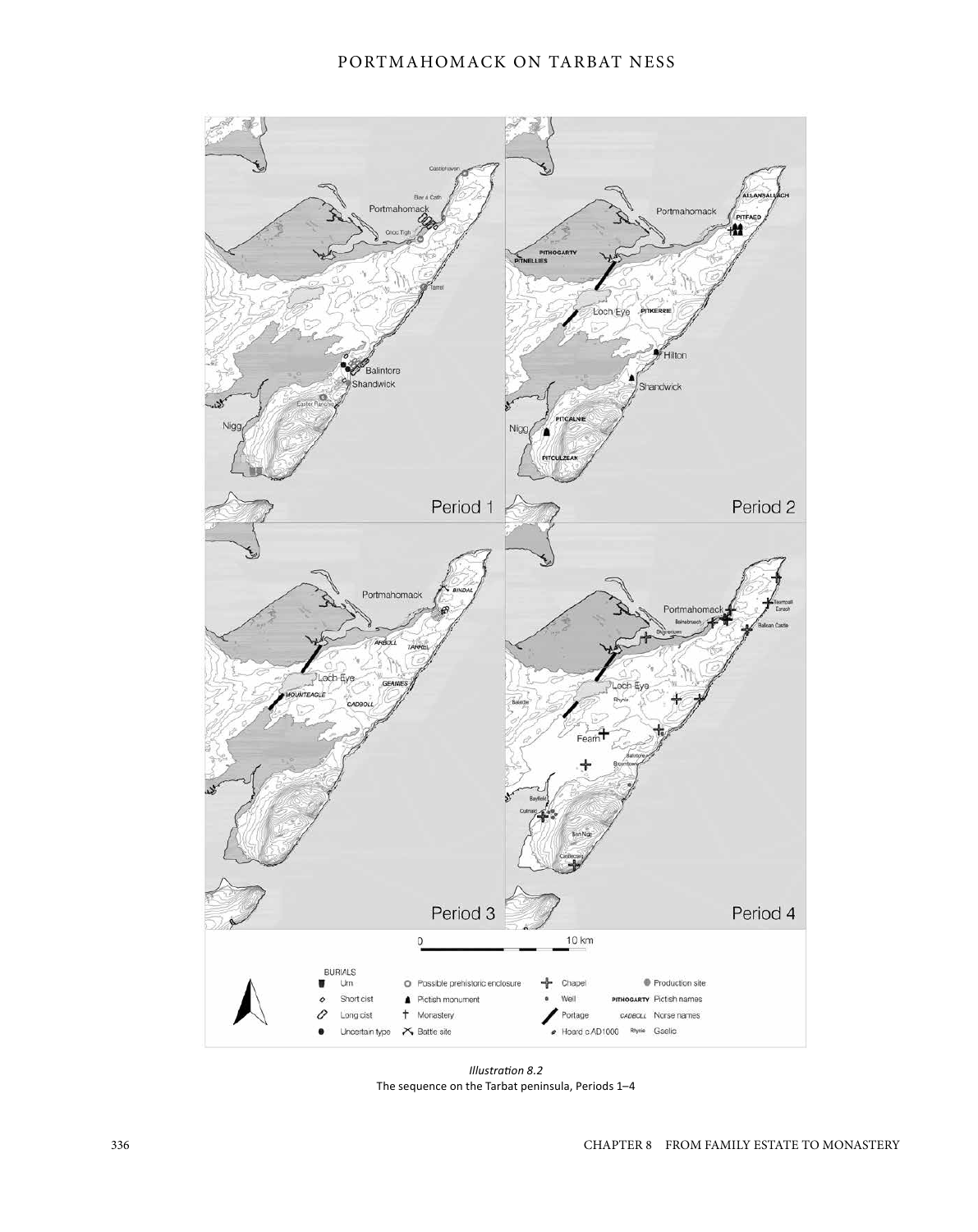*Illustration 8.2*
The sequence on the Tarbat peninsula, Periods 1–4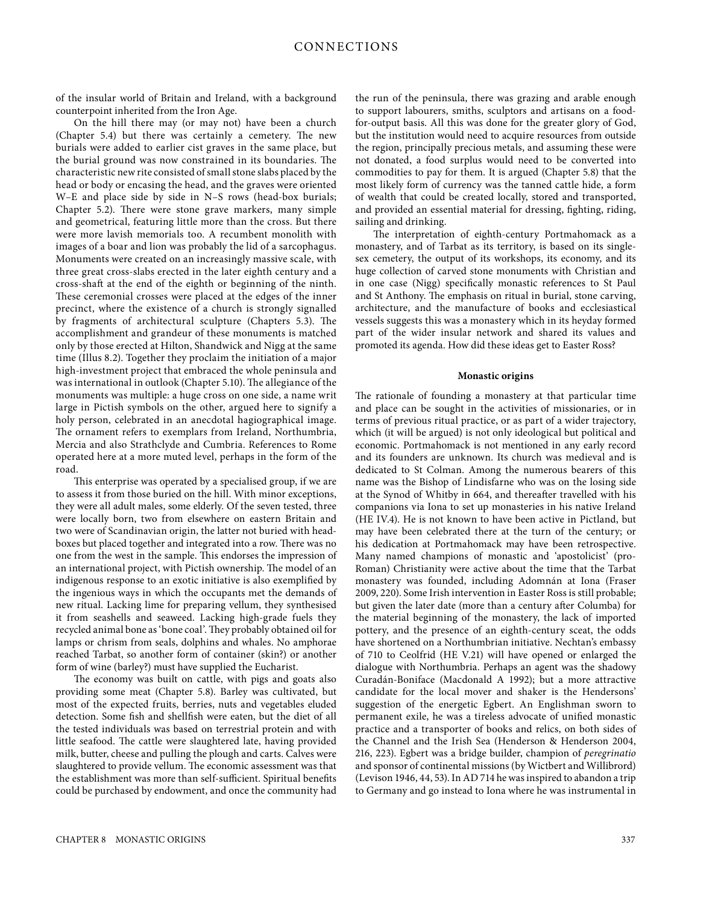of the insular world of Britain and Ireland, with a background counterpoint inherited from the Iron Age.

On the hill there may (or may not) have been a church (Chapter 5.4) but there was certainly a cemetery. The new burials were added to earlier cist graves in the same place, but the burial ground was now constrained in its boundaries. The characteristic new rite consisted of small stone slabs placed by the head or body or encasing the head, and the graves were oriented W–E and place side by side in N–S rows (head-box burials; Chapter 5.2). There were stone grave markers, many simple and geometrical, featuring little more than the cross. But there were more lavish memorials too. A recumbent monolith with images of a boar and lion was probably the lid of a sarcophagus. Monuments were created on an increasingly massive scale, with three great cross-slabs erected in the later eighth century and a cross-shaft at the end of the eighth or beginning of the ninth. These ceremonial crosses were placed at the edges of the inner precinct, where the existence of a church is strongly signalled by fragments of architectural sculpture (Chapters 5.3). The accomplishment and grandeur of these monuments is matched only by those erected at Hilton, Shandwick and Nigg at the same time (Illus 8.2). Together they proclaim the initiation of a major high-investment project that embraced the whole peninsula and was international in outlook (Chapter 5.10). The allegiance of the monuments was multiple: a huge cross on one side, a name writ large in Pictish symbols on the other, argued here to signify a holy person, celebrated in an anecdotal hagiographical image. The ornament refers to exemplars from Ireland, Northumbria, Mercia and also Strathclyde and Cumbria. References to Rome operated here at a more muted level, perhaps in the form of the road.

This enterprise was operated by a specialised group, if we are to assess it from those buried on the hill. With minor exceptions, they were all adult males, some elderly. Of the seven tested, three were locally born, two from elsewhere on eastern Britain and two were of Scandinavian origin, the latter not buried with head-boxes but placed together and integrated into a row. There was no one from the west in the sample. This endorses the impression of an international project, with Pictish ownership. The model of an indigenous response to an exotic initiative is also exemplified by the ingenious ways in which the occupants met the demands of new ritual. Lacking lime for preparing vellum, they synthesised it from seashells and seaweed. Lacking high-grade fuels they recycled animal bone as 'bone coal'. They probably obtained oil for lamps or chrism from seals, dolphins and whales. No amphorae reached Tarbat, so another form of container (skin?) or another form of wine (barley?) must have supplied the Eucharist.

The economy was built on cattle, with pigs and goats also providing some meat (Chapter 5.8). Barley was cultivated, but most of the expected fruits, berries, nuts and vegetables eluded detection. Some fish and shellfish were eaten, but the diet of all the tested individuals was based on terrestrial protein and with little seafood. The cattle were slaughtered late, having provided milk, butter, cheese and pulling the plough and carts. Calves were slaughtered to provide vellum. The economic assessment was that the establishment was more than self-sufficient. Spiritual benefits could be purchased by endowment, and once the community had the run of the peninsula, there was grazing and arable enough to support labourers, smiths, sculptors and artisans on a food-for-output basis. All this was done for the greater glory of God, but the institution would need to acquire resources from outside the region, principally precious metals, and assuming these were not donated, a food surplus would need to be converted into commodities to pay for them. It is argued (Chapter 5.8) that the most likely form of currency was the tanned cattle hide, a form of wealth that could be created locally, stored and transported, and provided an essential material for dressing, fighting, riding, sailing and drinking.

The interpretation of eighth-century Portmahomack as a monastery, and of Tarbat as its territory, is based on its single-sex cemetery, the output of its workshops, its economy, and its huge collection of carved stone monuments with Christian and in one case (Nigg) specifically monastic references to St Paul and St Anthony. The emphasis on ritual in burial, stone carving, architecture, and the manufacture of books and ecclesiastical vessels suggests this was a monastery which in its heyday formed part of the wider insular network and shared its values and promoted its agenda. How did these ideas get to Easter Ross?

**Monastic origins**

The rationale of founding a monastery at that particular time and place can be sought in the activities of missionaries, or in terms of previous ritual practice, or as part of a wider trajectory, which (it will be argued) is not only ideological but political and economic. Portmahomack is not mentioned in any early record and its founders are unknown. Its church was medieval and is dedicated to St Colman. Among the numerous bearers of this name was the Bishop of Lindisfarne who was on the losing side at the Synod of Whitby in 664, and thereafter travelled with his companions via Iona to set up monasteries in his native Ireland (HE IV.4). He is not known to have been active in Pictland, but may have been celebrated there at the turn of the century; or his dedication at Portmahomack may have been retrospective. Many named champions of monastic and 'apostolicist' (pro-Roman) Christianity were active about the time that the Tarbat monastery was founded, including Adomnán at Iona (Fraser 2009, 220). Some Irish intervention in Easter Ross is still probable; but given the later date (more than a century after Columba) for the material beginning of the monastery, the lack of imported pottery, and the presence of an eighth-century sceat, the odds have shortened on a Northumbrian initiative. Nechtan's embassy of 710 to Ceolfrid (HE V.21) will have opened or enlarged the dialogue with Northumbria. Perhaps an agent was the shadowy Curadán-Boniface (Macdonald A 1992); but a more attractive candidate for the local mover and shaker is the Hendersons' suggestion of the energetic Egbert. An Englishman sworn to permanent exile, he was a tireless advocate of unified monastic practice and a transporter of books and relics, on both sides of the Channel and the Irish Sea (Henderson & Henderson 2004, 216, 223). Egbert was a bridge builder, champion of *peregrinatio* and sponsor of continental missions (by Wictbert and Willibrord) (Levison 1946, 44, 53). In AD 714 he was inspired to abandon a trip to Germany and go instead to Iona where he was instrumental in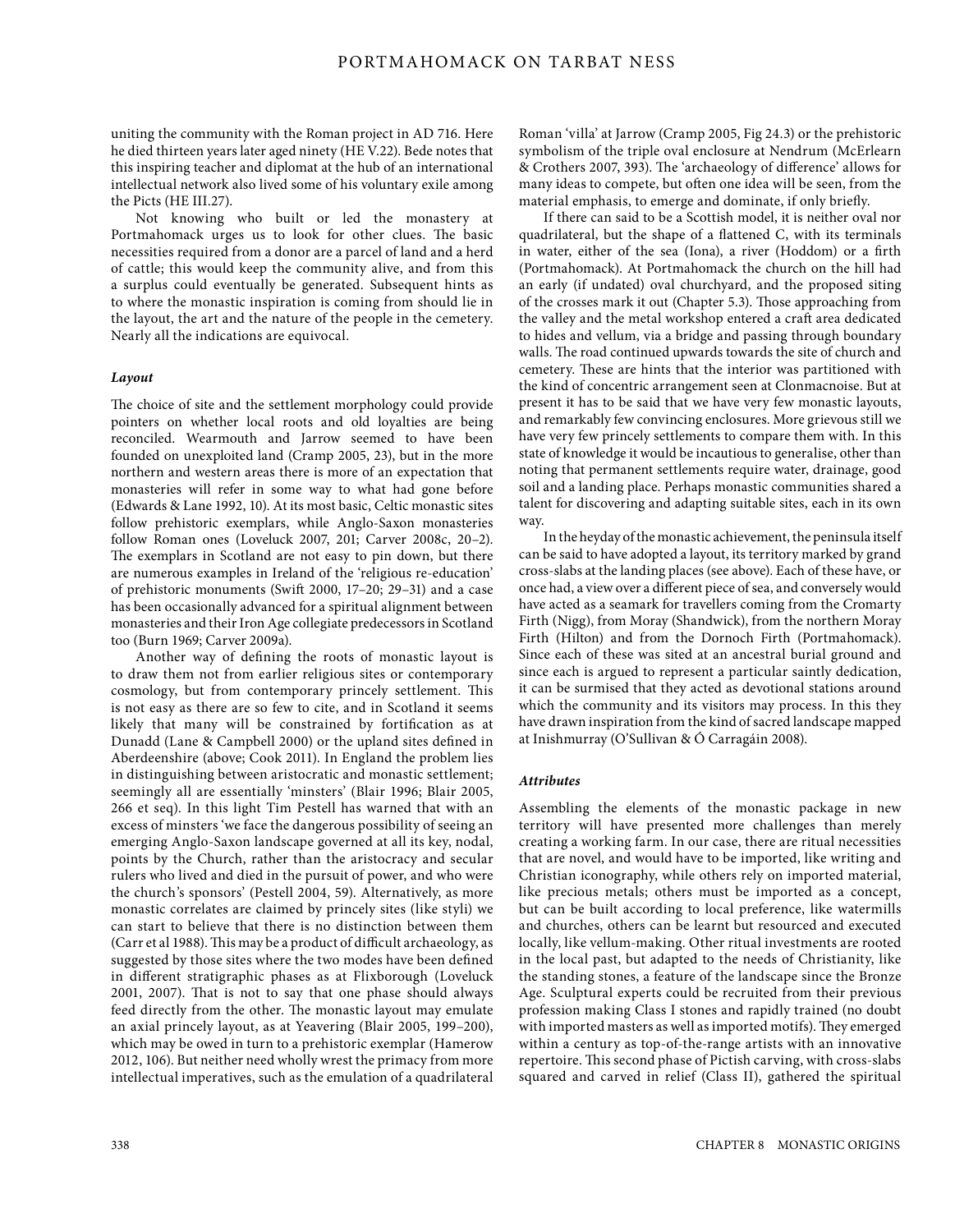uniting the community with the Roman project in AD 716. Here he died thirteen years later aged ninety (HE V.22). Bede notes that this inspiring teacher and diplomat at the hub of an international intellectual network also lived some of his voluntary exile among the Picts (HE III.27).

Not knowing who built or led the monastery at Portmahomack urges us to look for other clues. The basic necessities required from a donor are a parcel of land and a herd of cattle; this would keep the community alive, and from this a surplus could eventually be generated. Subsequent hints as to where the monastic inspiration is coming from should lie in the layout, the art and the nature of the people in the cemetery. Nearly all the indications are equivocal.

***Layout***

The choice of site and the settlement morphology could provide pointers on whether local roots and old loyalties are being reconciled. Wearmouth and Jarrow seemed to have been founded on unexploited land (Cramp 2005, 23), but in the more northern and western areas there is more of an expectation that monasteries will refer in some way to what had gone before (Edwards & Lane 1992, 10). At its most basic, Celtic monastic sites follow prehistoric exemplars, while Anglo-Saxon monasteries follow Roman ones (Loveluck 2007, 201; Carver 2008c, 20–2). The exemplars in Scotland are not easy to pin down, but there are numerous examples in Ireland of the 'religious re-education' of prehistoric monuments (Swift 2000, 17–20; 29–31) and a case has been occasionally advanced for a spiritual alignment between monasteries and their Iron Age collegiate predecessors in Scotland too (Burn 1969; Carver 2009a).

Another way of defining the roots of monastic layout is to draw them not from earlier religious sites or contemporary cosmology, but from contemporary princely settlement. This is not easy as there are so few to cite, and in Scotland it seems likely that many will be constrained by fortification as at Dunadd (Lane & Campbell 2000) or the upland sites defined in Aberdeenshire (above; Cook 2011). In England the problem lies in distinguishing between aristocratic and monastic settlement; seemingly all are essentially 'minsters' (Blair 1996; Blair 2005, 266 et seq). In this light Tim Pestell has warned that with an excess of minsters 'we face the dangerous possibility of seeing an emerging Anglo-Saxon landscape governed at all its key, nodal, points by the Church, rather than the aristocracy and secular rulers who lived and died in the pursuit of power, and who were the church's sponsors' (Pestell 2004, 59). Alternatively, as more monastic correlates are claimed by princely sites (like styli) we can start to believe that there is no distinction between them (Carr et al 1988). This may be a product of difficult archaeology, as suggested by those sites where the two modes have been defined in different stratigraphic phases as at Flixborough (Loveluck 2001, 2007). That is not to say that one phase should always feed directly from the other. The monastic layout may emulate an axial princely layout, as at Yeavering (Blair 2005, 199–200), which may be owed in turn to a prehistoric exemplar (Hamerow 2012, 106). But neither need wholly wrest the primacy from more intellectual imperatives, such as the emulation of a quadrilateral Roman 'villa' at Jarrow (Cramp 2005, Fig 24.3) or the prehistoric symbolism of the triple oval enclosure at Nendrum (McErlearn & Crothers 2007, 393). The 'archaeology of difference' allows for many ideas to compete, but often one idea will be seen, from the material emphasis, to emerge and dominate, if only briefly.

If there can said to be a Scottish model, it is neither oval nor quadrilateral, but the shape of a flattened C, with its terminals in water, either of the sea (Iona), a river (Hoddom) or a firth (Portmahomack). At Portmahomack the church on the hill had an early (if undated) oval churchyard, and the proposed siting of the crosses mark it out (Chapter 5.3). Those approaching from the valley and the metal workshop entered a craft area dedicated to hides and vellum, via a bridge and passing through boundary walls. The road continued upwards towards the site of church and cemetery. These are hints that the interior was partitioned with the kind of concentric arrangement seen at Clonmacnoise. But at present it has to be said that we have very few monastic layouts, and remarkably few convincing enclosures. More grievous still we have very few princely settlements to compare them with. In this state of knowledge it would be incautious to generalise, other than noting that permanent settlements require water, drainage, good soil and a landing place. Perhaps monastic communities shared a talent for discovering and adapting suitable sites, each in its own way.

In the heyday of the monastic achievement, the peninsula itself can be said to have adopted a layout, its territory marked by grand cross-slabs at the landing places (see above). Each of these have, or once had, a view over a different piece of sea, and conversely would have acted as a seamark for travellers coming from the Cromarty Firth (Nigg), from Moray (Shandwick), from the northern Moray Firth (Hilton) and from the Dornoch Firth (Portmahomack). Since each of these was sited at an ancestral burial ground and since each is argued to represent a particular saintly dedication, it can be surmised that they acted as devotional stations around which the community and its visitors may process. In this they have drawn inspiration from the kind of sacred landscape mapped at Inishmurray (O'Sullivan & Ó Carragáin 2008).

***Attributes***

Assembling the elements of the monastic package in new territory will have presented more challenges than merely creating a working farm. In our case, there are ritual necessities that are novel, and would have to be imported, like writing and Christian iconography, while others rely on imported material, like precious metals; others must be imported as a concept, but can be built according to local preference, like watermills and churches, others can be learnt but resourced and executed locally, like vellum-making. Other ritual investments are rooted in the local past, but adapted to the needs of Christianity, like the standing stones, a feature of the landscape since the Bronze Age. Sculptural experts could be recruited from their previous profession making Class I stones and rapidly trained (no doubt with imported masters as well as imported motifs). They emerged within a century as top-of-the-range artists with an innovative repertoire. This second phase of Pictish carving, with cross-slabs squared and carved in relief (Class II), gathered the spiritual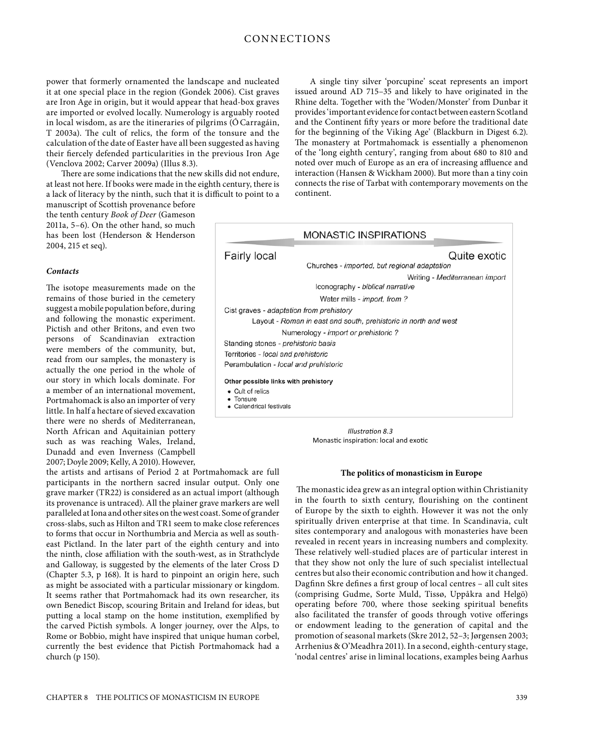power that formerly ornamented the landscape and nucleated it at one special place in the region (Gondek 2006). Cist graves are Iron Age in origin, but it would appear that head-box graves are imported or evolved locally. Numerology is arguably rooted in local wisdom, as are the itineraries of pilgrims (Ó Carragáin, T 2003a). The cult of relics, the form of the tonsure and the calculation of the date of Easter have all been suggested as having their fiercely defended particularities in the previous Iron Age (Venclova 2002; Carver 2009a) (Illus 8.3).

There are some indications that the new skills did not endure, at least not here. If books were made in the eighth century, there is a lack of literacy by the ninth, such that it is difficult to point to a manuscript of Scottish provenance before the tenth century *Book of Deer* (Gameson 2011a, 5–6). On the other hand, so much has been lost (Henderson & Henderson 2004, 215 et seq).

### *Contacts*

The isotope measurements made on the remains of those buried in the cemetery suggest a mobile population before, during and following the monastic experiment. Pictish and other Britons, and even two persons of Scandinavian extraction were members of the community, but, read from our samples, the monastery is actually the one period in the whole of our story in which locals dominate. For a member of an international movement, Portmahomack is also an importer of very little. In half a hectare of sieved excavation there were no sherds of Mediterranean, North African and Aquitainian pottery such as was reaching Wales, Ireland, Dunadd and even Inverness (Campbell 2007; Doyle 2009; Kelly, A 2010). However, the artists and artisans of Period 2 at Portmahomack are full participants in the northern sacred insular output. Only one grave marker (TR22) is considered as an actual import (although its provenance is untraced). All the plainer grave markers are well paralleled at Iona and other sites on the west coast. Some of grander cross-slabs, such as Hilton and TR1 seem to make close references to forms that occur in Northumbria and Mercia as well as south-east Pictland. In the later part of the eighth century and into the ninth, close affiliation with the south-west, as in Strathclyde and Galloway, is suggested by the elements of the later Cross D (Chapter 5.3, p 168). It is hard to pinpoint an origin here, such as might be associated with a particular missionary or kingdom. It seems rather that Portmahomack had its own researcher, its own Benedict Biscop, scouring Britain and Ireland for ideas, but putting a local stamp on the home institution, exemplified by the carved Pictish symbols. A longer journey, over the Alps, to Rome or Bobbio, might have inspired that unique human corbel, currently the best evidence that Pictish Portmahomack had a church (p 150).

A single tiny silver 'porcupine' sceat represents an import issued around AD 715–35 and likely to have originated in the Rhine delta. Together with the 'Woden/Monster' from Dunbar it provides 'important evidence for contact between eastern Scotland and the Continent fifty years or more before the traditional date for the beginning of the Viking Age' (Blackburn in Digest 6.2). The monastery at Portmahomack is essentially a phenomenon of the 'long eighth century', ranging from about 680 to 810 and noted over much of Europe as an era of increasing affluence and interaction (Hansen & Wickham 2000). But more than a tiny coin connects the rise of Tarbat with contemporary movements on the continent.

**MONASTIC INSPIRATIONS**

Fairly local ⟷ Quite exotic

- Churches - *imported, but regional adaptation*
- Writing - *Mediterranean import*
- Iconography - *biblical narrative*
- Water mills - *import, from ?*
- Cist graves - *adaptation from prehistory*
- Layout - *Roman in east and south, prehistoric in north and west*
- Numerology - *import or prehistoric ?*
- Standing stones - *prehistoric basis*
- Territories - *local and prehistoric*
- Perambulation - *local and prehistoric*

**Other possible links with prehistory**

- Cult of relics
- Tonsure
- Calendrical festivals

*Illustration 8.3*
Monastic inspiration: local and exotic

## The politics of monasticism in Europe

The monastic idea grew as an integral option within Christianity in the fourth to sixth century, flourishing on the continent of Europe by the sixth to eighth. However it was not the only spiritually driven enterprise at that time. In Scandinavia, cult sites contemporary and analogous with monasteries have been revealed in recent years in increasing numbers and complexity. These relatively well-studied places are of particular interest in that they show not only the lure of such specialist intellectual centres but also their economic contribution and how it changed. Dagfinn Skre defines a first group of local centres – all cult sites (comprising Gudme, Sorte Muld, Tissø, Uppåkra and Helgö) operating before 700, where those seeking spiritual benefits also facilitated the transfer of goods through votive offerings or endowment leading to the generation of capital and the promotion of seasonal markets (Skre 2012, 52–3; Jørgensen 2003; Arrhenius & O'Meadhra 2011). In a second, eighth-century stage, 'nodal centres' arise in liminal locations, examples being Aarhus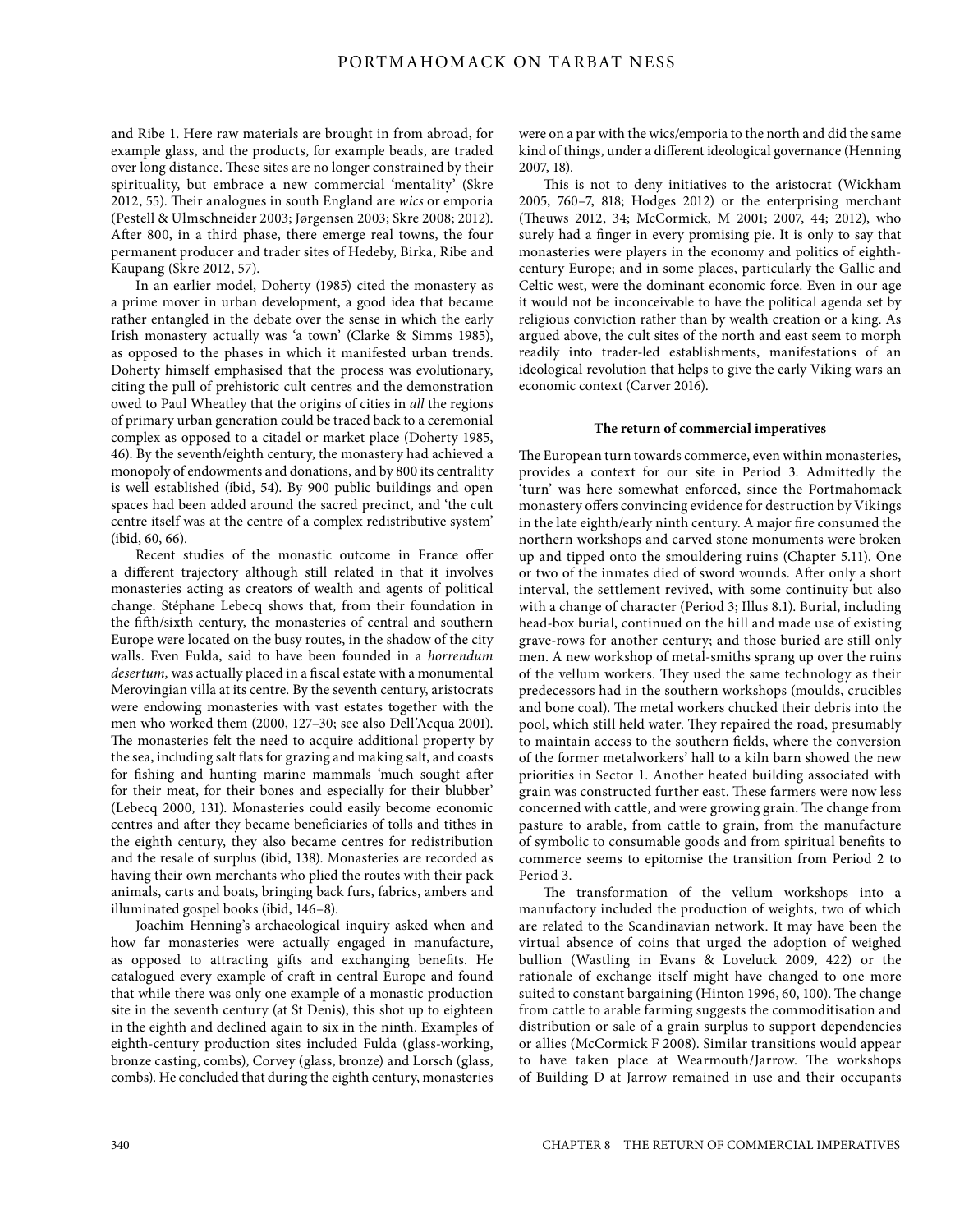and Ribe 1. Here raw materials are brought in from abroad, for example glass, and the products, for example beads, are traded over long distance. These sites are no longer constrained by their spirituality, but embrace a new commercial 'mentality' (Skre 2012, 55). Their analogues in south England are *wics* or emporia (Pestell & Ulmschneider 2003; Jørgensen 2003; Skre 2008; 2012). After 800, in a third phase, there emerge real towns, the four permanent producer and trader sites of Hedeby, Birka, Ribe and Kaupang (Skre 2012, 57).

In an earlier model, Doherty (1985) cited the monastery as a prime mover in urban development, a good idea that became rather entangled in the debate over the sense in which the early Irish monastery actually was 'a town' (Clarke & Simms 1985), as opposed to the phases in which it manifested urban trends. Doherty himself emphasised that the process was evolutionary, citing the pull of prehistoric cult centres and the demonstration owed to Paul Wheatley that the origins of cities in *all* the regions of primary urban generation could be traced back to a ceremonial complex as opposed to a citadel or market place (Doherty 1985, 46). By the seventh/eighth century, the monastery had achieved a monopoly of endowments and donations, and by 800 its centrality is well established (ibid, 54). By 900 public buildings and open spaces had been added around the sacred precinct, and 'the cult centre itself was at the centre of a complex redistributive system' (ibid, 60, 66).

Recent studies of the monastic outcome in France offer a different trajectory although still related in that it involves monasteries acting as creators of wealth and agents of political change. Stéphane Lebecq shows that, from their foundation in the fifth/sixth century, the monasteries of central and southern Europe were located on the busy routes, in the shadow of the city walls. Even Fulda, said to have been founded in a *horrendum desertum,* was actually placed in a fiscal estate with a monumental Merovingian villa at its centre. By the seventh century, aristocrats were endowing monasteries with vast estates together with the men who worked them (2000, 127–30; see also Dell'Acqua 2001). The monasteries felt the need to acquire additional property by the sea, including salt flats for grazing and making salt, and coasts for fishing and hunting marine mammals 'much sought after for their meat, for their bones and especially for their blubber' (Lebecq 2000, 131). Monasteries could easily become economic centres and after they became beneficiaries of tolls and tithes in the eighth century, they also became centres for redistribution and the resale of surplus (ibid, 138). Monasteries are recorded as having their own merchants who plied the routes with their pack animals, carts and boats, bringing back furs, fabrics, ambers and illuminated gospel books (ibid, 146–8).

Joachim Henning's archaeological inquiry asked when and how far monasteries were actually engaged in manufacture, as opposed to attracting gifts and exchanging benefits. He catalogued every example of craft in central Europe and found that while there was only one example of a monastic production site in the seventh century (at St Denis), this shot up to eighteen in the eighth and declined again to six in the ninth. Examples of eighth-century production sites included Fulda (glass-working, bronze casting, combs), Corvey (glass, bronze) and Lorsch (glass, combs). He concluded that during the eighth century, monasteries were on a par with the wics/emporia to the north and did the same kind of things, under a different ideological governance (Henning 2007, 18).

This is not to deny initiatives to the aristocrat (Wickham 2005, 760–7, 818; Hodges 2012) or the enterprising merchant (Theuws 2012, 34; McCormick, M 2001; 2007, 44; 2012), who surely had a finger in every promising pie. It is only to say that monasteries were players in the economy and politics of eighth-century Europe; and in some places, particularly the Gallic and Celtic west, were the dominant economic force. Even in our age it would not be inconceivable to have the political agenda set by religious conviction rather than by wealth creation or a king. As argued above, the cult sites of the north and east seem to morph readily into trader-led establishments, manifestations of an ideological revolution that helps to give the early Viking wars an economic context (Carver 2016).

### The return of commercial imperatives

The European turn towards commerce, even within monasteries, provides a context for our site in Period 3. Admittedly the 'turn' was here somewhat enforced, since the Portmahomack monastery offers convincing evidence for destruction by Vikings in the late eighth/early ninth century. A major fire consumed the northern workshops and carved stone monuments were broken up and tipped onto the smouldering ruins (Chapter 5.11). One or two of the inmates died of sword wounds. After only a short interval, the settlement revived, with some continuity but also with a change of character (Period 3; Illus 8.1). Burial, including head-box burial, continued on the hill and made use of existing grave-rows for another century; and those buried are still only men. A new workshop of metal-smiths sprang up over the ruins of the vellum workers. They used the same technology as their predecessors had in the southern workshops (moulds, crucibles and bone coal). The metal workers chucked their debris into the pool, which still held water. They repaired the road, presumably to maintain access to the southern fields, where the conversion of the former metalworkers' hall to a kiln barn showed the new priorities in Sector 1. Another heated building associated with grain was constructed further east. These farmers were now less concerned with cattle, and were growing grain. The change from pasture to arable, from cattle to grain, from the manufacture of symbolic to consumable goods and from spiritual benefits to commerce seems to epitomise the transition from Period 2 to Period 3.

The transformation of the vellum workshops into a manufactory included the production of weights, two of which are related to the Scandinavian network. It may have been the virtual absence of coins that urged the adoption of weighed bullion (Wastling in Evans & Loveluck 2009, 422) or the rationale of exchange itself might have changed to one more suited to constant bargaining (Hinton 1996, 60, 100). The change from cattle to arable farming suggests the commoditisation and distribution or sale of a grain surplus to support dependencies or allies (McCormick F 2008). Similar transitions would appear to have taken place at Wearmouth/Jarrow. The workshops of Building D at Jarrow remained in use and their occupants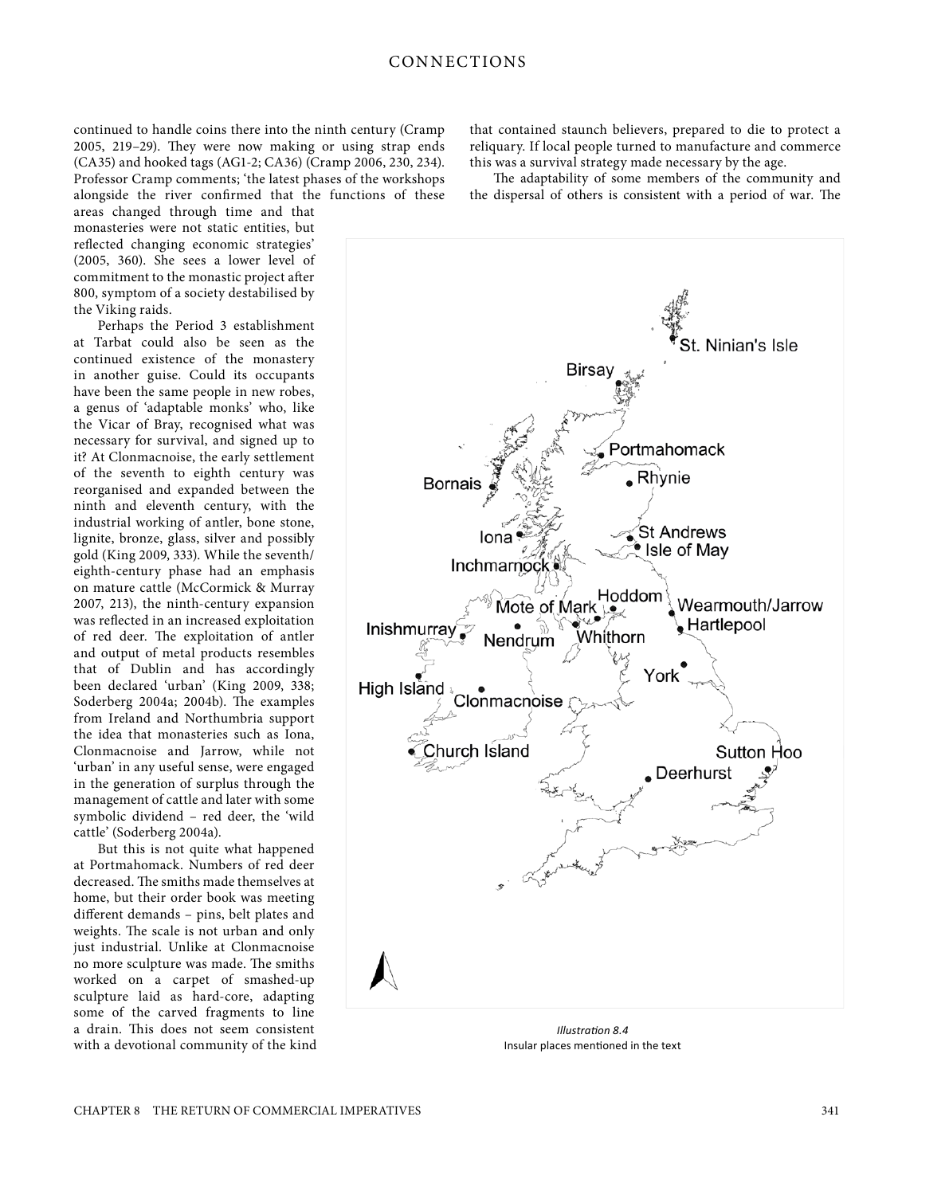continued to handle coins there into the ninth century (Cramp 2005, 219–29). They were now making or using strap ends (CA35) and hooked tags (AG1-2; CA36) (Cramp 2006, 230, 234). Professor Cramp comments; 'the latest phases of the workshops alongside the river confirmed that the functions of these areas changed through time and that monasteries were not static entities, but reflected changing economic strategies' (2005, 360). She sees a lower level of commitment to the monastic project after 800, symptom of a society destabilised by the Viking raids.

Perhaps the Period 3 establishment at Tarbat could also be seen as the continued existence of the monastery in another guise. Could its occupants have been the same people in new robes, a genus of 'adaptable monks' who, like the Vicar of Bray, recognised what was necessary for survival, and signed up to it? At Clonmacnoise, the early settlement of the seventh to eighth century was reorganised and expanded between the ninth and eleventh century, with the industrial working of antler, bone stone, lignite, bronze, glass, silver and possibly gold (King 2009, 333). While the seventh/eighth-century phase had an emphasis on mature cattle (McCormick & Murray 2007, 213), the ninth-century expansion was reflected in an increased exploitation of red deer. The exploitation of antler and output of metal products resembles that of Dublin and has accordingly been declared 'urban' (King 2009, 338; Soderberg 2004a; 2004b). The examples from Ireland and Northumbria support the idea that monasteries such as Iona, Clonmacnoise and Jarrow, while not 'urban' in any useful sense, were engaged in the generation of surplus through the management of cattle and later with some symbolic dividend – red deer, the 'wild cattle' (Soderberg 2004a).

But this is not quite what happened at Portmahomack. Numbers of red deer decreased. The smiths made themselves at home, but their order book was meeting different demands – pins, belt plates and weights. The scale is not urban and only just industrial. Unlike at Clonmacnoise no more sculpture was made. The smiths worked on a carpet of smashed-up sculpture laid as hard-core, adapting some of the carved fragments to line a drain. This does not seem consistent with a devotional community of the kind that contained staunch believers, prepared to die to protect a reliquary. If local people turned to manufacture and commerce this was a survival strategy made necessary by the age.

The adaptability of some members of the community and the dispersal of others is consistent with a period of war. The

*Illustration 8.4*
Insular places mentioned in the text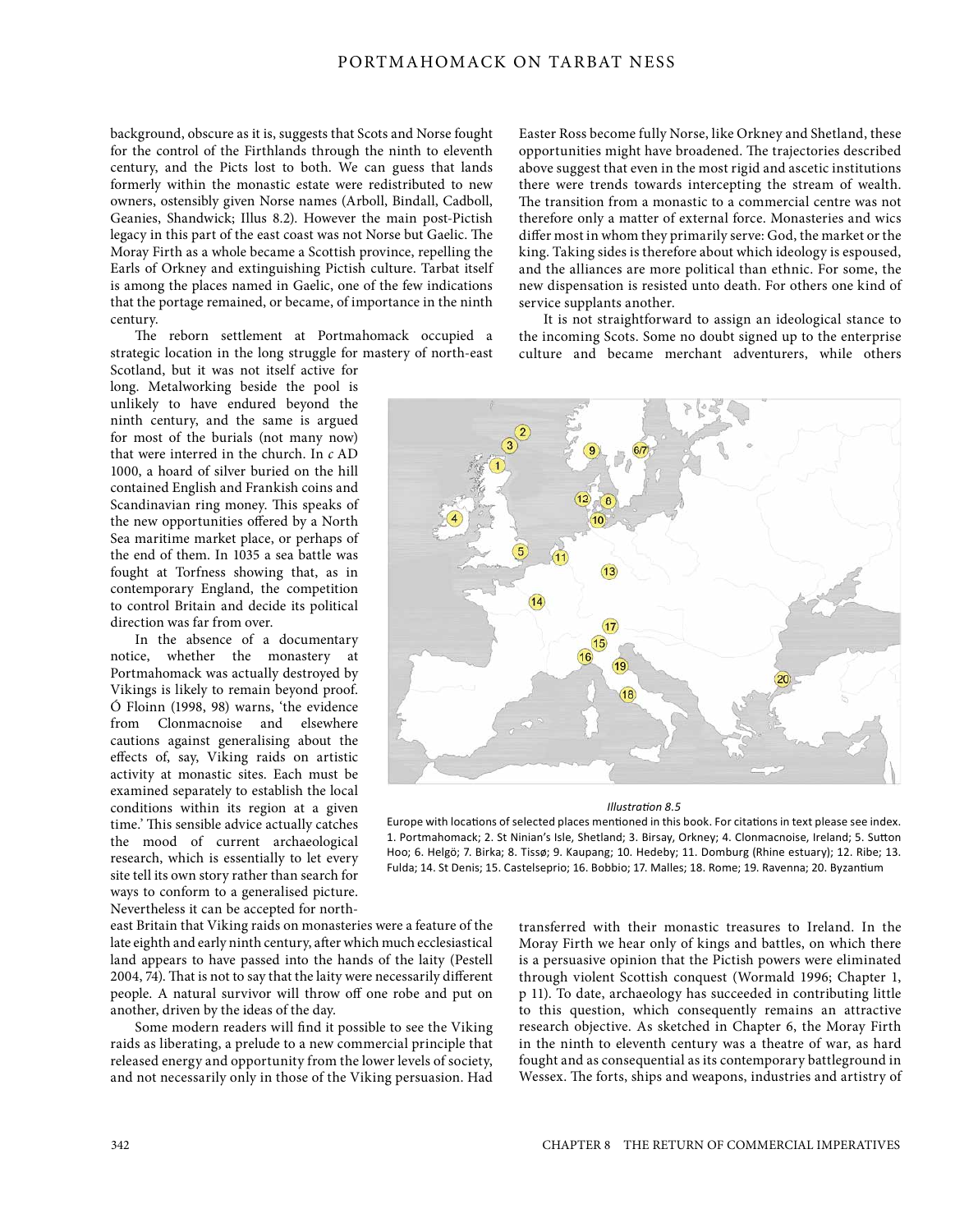background, obscure as it is, suggests that Scots and Norse fought for the control of the Firthlands through the ninth to eleventh century, and the Picts lost to both. We can guess that lands formerly within the monastic estate were redistributed to new owners, ostensibly given Norse names (Arboll, Bindall, Cadboll, Geanies, Shandwick; Illus 8.2). However the main post-Pictish legacy in this part of the east coast was not Norse but Gaelic. The Moray Firth as a whole became a Scottish province, repelling the Earls of Orkney and extinguishing Pictish culture. Tarbat itself is among the places named in Gaelic, one of the few indications that the portage remained, or became, of importance in the ninth century.

The reborn settlement at Portmahomack occupied a strategic location in the long struggle for mastery of north-east Scotland, but it was not itself active for long. Metalworking beside the pool is unlikely to have endured beyond the ninth century, and the same is argued for most of the burials (not many now) that were interred in the church. In *c* AD 1000, a hoard of silver buried on the hill contained English and Frankish coins and Scandinavian ring money. This speaks of the new opportunities offered by a North Sea maritime market place, or perhaps of the end of them. In 1035 a sea battle was fought at Torfness showing that, as in contemporary England, the competition to control Britain and decide its political direction was far from over.

In the absence of a documentary notice, whether the monastery at Portmahomack was actually destroyed by Vikings is likely to remain beyond proof. Ó Floinn (1998, 98) warns, 'the evidence from Clonmacnoise and elsewhere cautions against generalising about the effects of, say, Viking raids on artistic activity at monastic sites. Each must be examined separately to establish the local conditions within its region at a given time.' This sensible advice actually catches the mood of current archaeological research, which is essentially to let every site tell its own story rather than search for ways to conform to a generalised picture. Nevertheless it can be accepted for north-east Britain that Viking raids on monasteries were a feature of the late eighth and early ninth century, after which much ecclesiastical land appears to have passed into the hands of the laity (Pestell 2004, 74). That is not to say that the laity were necessarily different people. A natural survivor will throw off one robe and put on another, driven by the ideas of the day.

Some modern readers will find it possible to see the Viking raids as liberating, a prelude to a new commercial principle that released energy and opportunity from the lower levels of society, and not necessarily only in those of the Viking persuasion. Had Easter Ross become fully Norse, like Orkney and Shetland, these opportunities might have broadened. The trajectories described above suggest that even in the most rigid and ascetic institutions there were trends towards intercepting the stream of wealth. The transition from a monastic to a commercial centre was not therefore only a matter of external force. Monasteries and wics differ most in whom they primarily serve: God, the market or the king. Taking sides is therefore about which ideology is espoused, and the alliances are more political than ethnic. For some, the new dispensation is resisted unto death. For others one kind of service supplants another.

It is not straightforward to assign an ideological stance to the incoming Scots. Some no doubt signed up to the enterprise culture and became merchant adventurers, while others transferred with their monastic treasures to Ireland. In the Moray Firth we hear only of kings and battles, on which there is a persuasive opinion that the Pictish powers were eliminated through violent Scottish conquest (Wormald 1996; Chapter 1, p 11). To date, archaeology has succeeded in contributing little to this question, which consequently remains an attractive research objective. As sketched in Chapter 6, the Moray Firth in the ninth to eleventh century was a theatre of war, as hard fought and as consequential as its contemporary battleground in Wessex. The forts, ships and weapons, industries and artistry of

*Illustration 8.5*

Europe with locations of selected places mentioned in this book. For citations in text please see index. 1. Portmahomack; 2. St Ninian's Isle, Shetland; 3. Birsay, Orkney; 4. Clonmacnoise, Ireland; 5. Sutton Hoo; 6. Helgö; 7. Birka; 8. Tissø; 9. Kaupang; 10. Hedeby; 11. Domburg (Rhine estuary); 12. Ribe; 13. Fulda; 14. St Denis; 15. Castelseprio; 16. Bobbio; 17. Malles; 18. Rome; 19. Ravenna; 20. Byzantium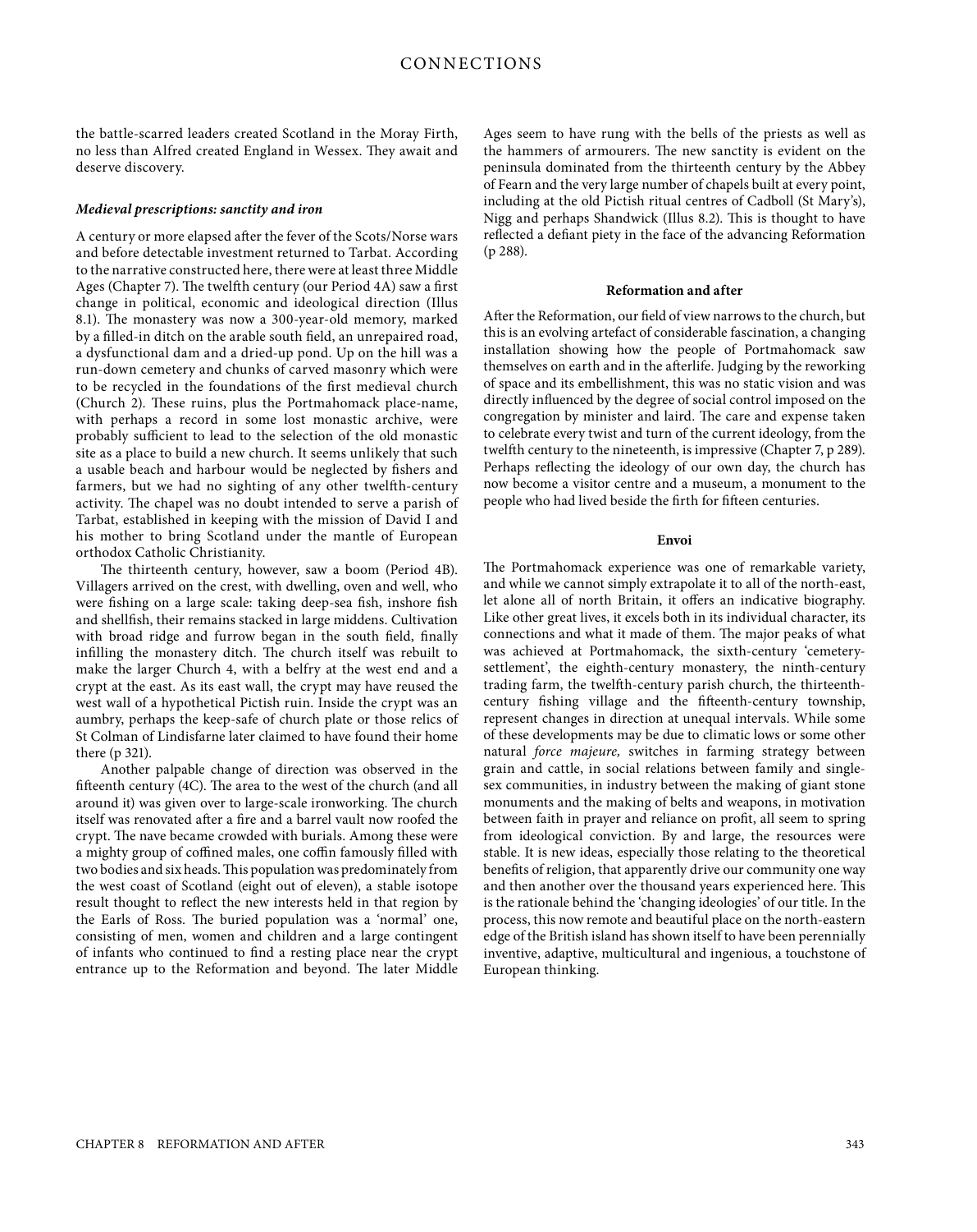the battle-scarred leaders created Scotland in the Moray Firth, no less than Alfred created England in Wessex. They await and deserve discovery.

### *Medieval prescriptions: sanctity and iron*

A century or more elapsed after the fever of the Scots/Norse wars and before detectable investment returned to Tarbat. According to the narrative constructed here, there were at least three Middle Ages (Chapter 7). The twelfth century (our Period 4A) saw a first change in political, economic and ideological direction (Illus 8.1). The monastery was now a 300-year-old memory, marked by a filled-in ditch on the arable south field, an unrepaired road, a dysfunctional dam and a dried-up pond. Up on the hill was a run-down cemetery and chunks of carved masonry which were to be recycled in the foundations of the first medieval church (Church 2). These ruins, plus the Portmahomack place-name, with perhaps a record in some lost monastic archive, were probably sufficient to lead to the selection of the old monastic site as a place to build a new church. It seems unlikely that such a usable beach and harbour would be neglected by fishers and farmers, but we had no sighting of any other twelfth-century activity. The chapel was no doubt intended to serve a parish of Tarbat, established in keeping with the mission of David I and his mother to bring Scotland under the mantle of European orthodox Catholic Christianity.

The thirteenth century, however, saw a boom (Period 4B). Villagers arrived on the crest, with dwelling, oven and well, who were fishing on a large scale: taking deep-sea fish, inshore fish and shellfish, their remains stacked in large middens. Cultivation with broad ridge and furrow began in the south field, finally infilling the monastery ditch. The church itself was rebuilt to make the larger Church 4, with a belfry at the west end and a crypt at the east. As its east wall, the crypt may have reused the west wall of a hypothetical Pictish ruin. Inside the crypt was an aumbry, perhaps the keep-safe of church plate or those relics of St Colman of Lindisfarne later claimed to have found their home there (p 321).

Another palpable change of direction was observed in the fifteenth century (4C). The area to the west of the church (and all around it) was given over to large-scale ironworking. The church itself was renovated after a fire and a barrel vault now roofed the crypt. The nave became crowded with burials. Among these were a mighty group of coffined males, one coffin famously filled with two bodies and six heads. This population was predominately from the west coast of Scotland (eight out of eleven), a stable isotope result thought to reflect the new interests held in that region by the Earls of Ross. The buried population was a 'normal' one, consisting of men, women and children and a large contingent of infants who continued to find a resting place near the crypt entrance up to the Reformation and beyond. The later Middle Ages seem to have rung with the bells of the priests as well as the hammers of armourers. The new sanctity is evident on the peninsula dominated from the thirteenth century by the Abbey of Fearn and the very large number of chapels built at every point, including at the old Pictish ritual centres of Cadboll (St Mary's), Nigg and perhaps Shandwick (Illus 8.2). This is thought to have reflected a defiant piety in the face of the advancing Reformation (p 288).

#### Reformation and after

After the Reformation, our field of view narrows to the church, but this is an evolving artefact of considerable fascination, a changing installation showing how the people of Portmahomack saw themselves on earth and in the afterlife. Judging by the reworking of space and its embellishment, this was no static vision and was directly influenced by the degree of social control imposed on the congregation by minister and laird. The care and expense taken to celebrate every twist and turn of the current ideology, from the twelfth century to the nineteenth, is impressive (Chapter 7, p 289). Perhaps reflecting the ideology of our own day, the church has now become a visitor centre and a museum, a monument to the people who had lived beside the firth for fifteen centuries.

#### Envoi

The Portmahomack experience was one of remarkable variety, and while we cannot simply extrapolate it to all of the north-east, let alone all of north Britain, it offers an indicative biography. Like other great lives, it excels both in its individual character, its connections and what it made of them. The major peaks of what was achieved at Portmahomack, the sixth-century 'cemetery-settlement', the eighth-century monastery, the ninth-century trading farm, the twelfth-century parish church, the thirteenth-century fishing village and the fifteenth-century township, represent changes in direction at unequal intervals. While some of these developments may be due to climatic lows or some other natural *force majeure,* switches in farming strategy between grain and cattle, in social relations between family and single-sex communities, in industry between the making of giant stone monuments and the making of belts and weapons, in motivation between faith in prayer and reliance on profit, all seem to spring from ideological conviction. By and large, the resources were stable. It is new ideas, especially those relating to the theoretical benefits of religion, that apparently drive our community one way and then another over the thousand years experienced here. This is the rationale behind the 'changing ideologies' of our title. In the process, this now remote and beautiful place on the north-eastern edge of the British island has shown itself to have been perennially inventive, adaptive, multicultural and ingenious, a touchstone of European thinking.